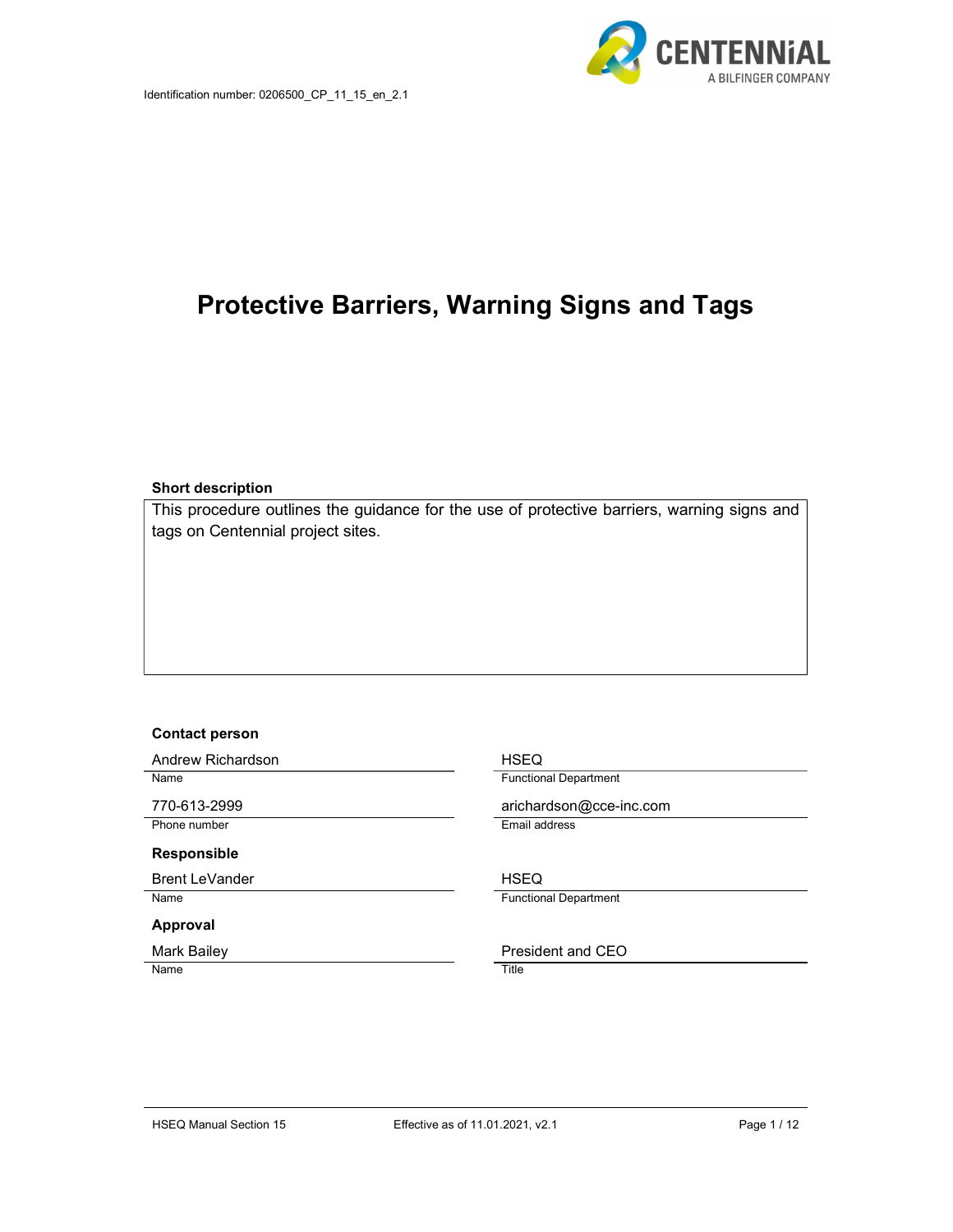Identification number: 0206500_CP_11_15_en_2.1

CENTENNiAL
A BILFINGER COMPANY

# Protective Barriers, Warning Signs and Tags

**Short description**

This procedure outlines the guidance for the use of protective barriers, warning signs and tags on Centennial project sites.

**Contact person**

| | |
|---|---|
| Andrew Richardson | HSEQ |
| Name | Functional Department |
| 770-613-2999 | arichardson@cce-inc.com |
| Phone number | Email address |

**Responsible**

| | |
|---|---|
| Brent LeVander | HSEQ |
| Name | Functional Department |

**Approval**

| | |
|---|---|
| Mark Bailey | President and CEO |
| Name | Title |

HSEQ Manual Section 15 — Effective as of 11.01.2021, v2.1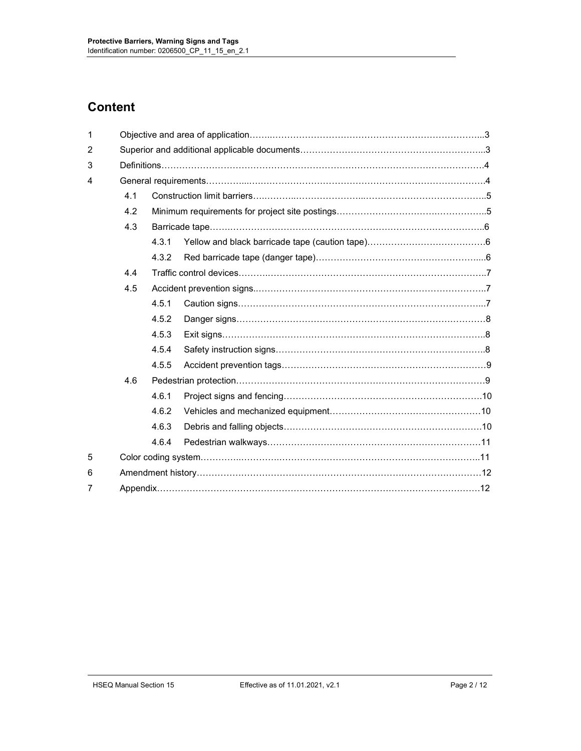# Content

| | | | | |
|---|---|---|---|---|
| 1 | Objective and area of application | | | 3 |
| 2 | Superior and additional applicable documents | | | 3 |
| 3 | Definitions | | | 4 |
| 4 | General requirements | | | 4 |
| | 4.1 | Construction limit barriers | | 5 |
| | 4.2 | Minimum requirements for project site postings | | 5 |
| | 4.3 | Barricade tape | | 6 |
| | | 4.3.1 | Yellow and black barricade tape (caution tape) | 6 |
| | | 4.3.2 | Red barricade tape (danger tape) | 6 |
| | 4.4 | Traffic control devices | | 7 |
| | 4.5 | Accident prevention signs | | 7 |
| | | 4.5.1 | Caution signs | 7 |
| | | 4.5.2 | Danger signs | 8 |
| | | 4.5.3 | Exit signs | 8 |
| | | 4.5.4 | Safety instruction signs | 8 |
| | | 4.5.5 | Accident prevention tags | 9 |
| | 4.6 | Pedestrian protection | | 9 |
| | | 4.6.1 | Project signs and fencing | 10 |
| | | 4.6.2 | Vehicles and mechanized equipment | 10 |
| | | 4.6.3 | Debris and falling objects | 10 |
| | | 4.6.4 | Pedestrian walkways | 11 |
| 5 | Color coding system | | | 11 |
| 6 | Amendment history | | | 12 |
| 7 | Appendix | | | 12 |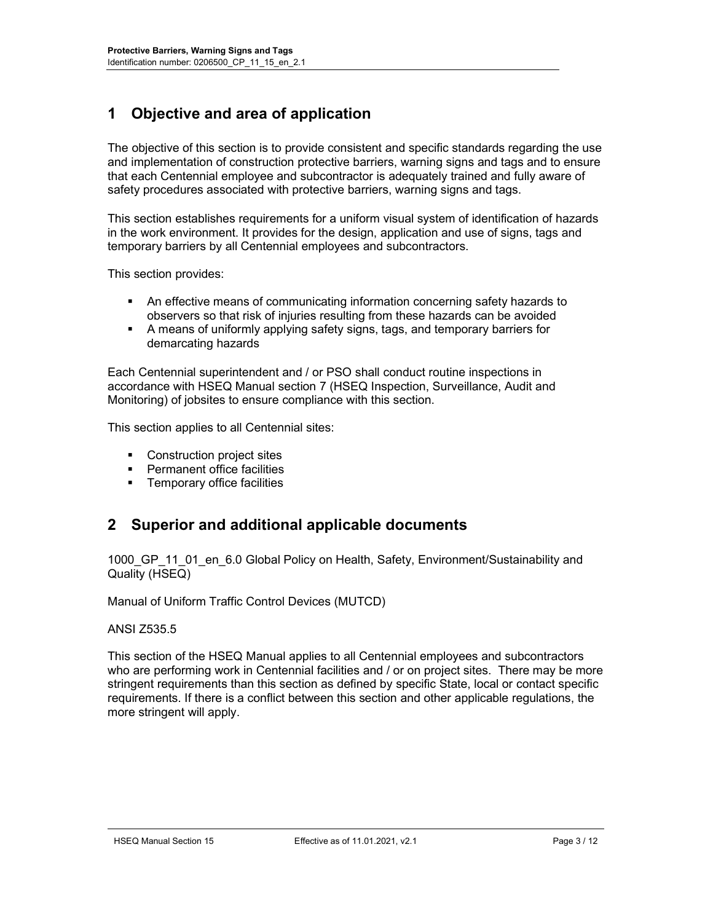# 1 Objective and area of application

The objective of this section is to provide consistent and specific standards regarding the use and implementation of construction protective barriers, warning signs and tags and to ensure that each Centennial employee and subcontractor is adequately trained and fully aware of safety procedures associated with protective barriers, warning signs and tags.

This section establishes requirements for a uniform visual system of identification of hazards in the work environment. It provides for the design, application and use of signs, tags and temporary barriers by all Centennial employees and subcontractors.

This section provides:

- An effective means of communicating information concerning safety hazards to observers so that risk of injuries resulting from these hazards can be avoided
- A means of uniformly applying safety signs, tags, and temporary barriers for demarcating hazards

Each Centennial superintendent and / or PSO shall conduct routine inspections in accordance with HSEQ Manual section 7 (HSEQ Inspection, Surveillance, Audit and Monitoring) of jobsites to ensure compliance with this section.

This section applies to all Centennial sites:

- Construction project sites
- Permanent office facilities
- Temporary office facilities

# 2 Superior and additional applicable documents

1000_GP_11_01_en_6.0 Global Policy on Health, Safety, Environment/Sustainability and Quality (HSEQ)

Manual of Uniform Traffic Control Devices (MUTCD)

ANSI Z535.5

This section of the HSEQ Manual applies to all Centennial employees and subcontractors who are performing work in Centennial facilities and / or on project sites. There may be more stringent requirements than this section as defined by specific State, local or contact specific requirements. If there is a conflict between this section and other applicable regulations, the more stringent will apply.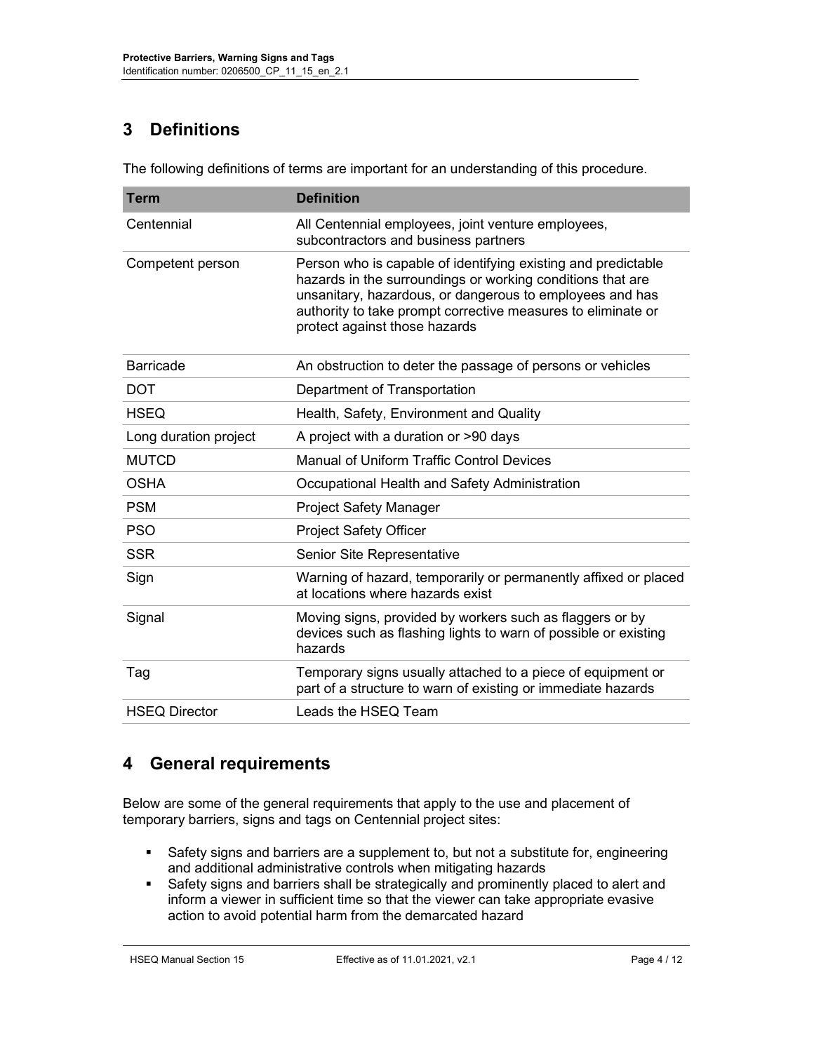## 3 Definitions

The following definitions of terms are important for an understanding of this procedure.

| Term | Definition |
| --- | --- |
| Centennial | All Centennial employees, joint venture employees, subcontractors and business partners |
| Competent person | Person who is capable of identifying existing and predictable hazards in the surroundings or working conditions that are unsanitary, hazardous, or dangerous to employees and has authority to take prompt corrective measures to eliminate or protect against those hazards |
| Barricade | An obstruction to deter the passage of persons or vehicles |
| DOT | Department of Transportation |
| HSEQ | Health, Safety, Environment and Quality |
| Long duration project | A project with a duration or >90 days |
| MUTCD | Manual of Uniform Traffic Control Devices |
| OSHA | Occupational Health and Safety Administration |
| PSM | Project Safety Manager |
| PSO | Project Safety Officer |
| SSR | Senior Site Representative |
| Sign | Warning of hazard, temporarily or permanently affixed or placed at locations where hazards exist |
| Signal | Moving signs, provided by workers such as flaggers or by devices such as flashing lights to warn of possible or existing hazards |
| Tag | Temporary signs usually attached to a piece of equipment or part of a structure to warn of existing or immediate hazards |
| HSEQ Director | Leads the HSEQ Team |

## 4 General requirements

Below are some of the general requirements that apply to the use and placement of temporary barriers, signs and tags on Centennial project sites:

- Safety signs and barriers are a supplement to, but not a substitute for, engineering and additional administrative controls when mitigating hazards
- Safety signs and barriers shall be strategically and prominently placed to alert and inform a viewer in sufficient time so that the viewer can take appropriate evasive action to avoid potential harm from the demarcated hazard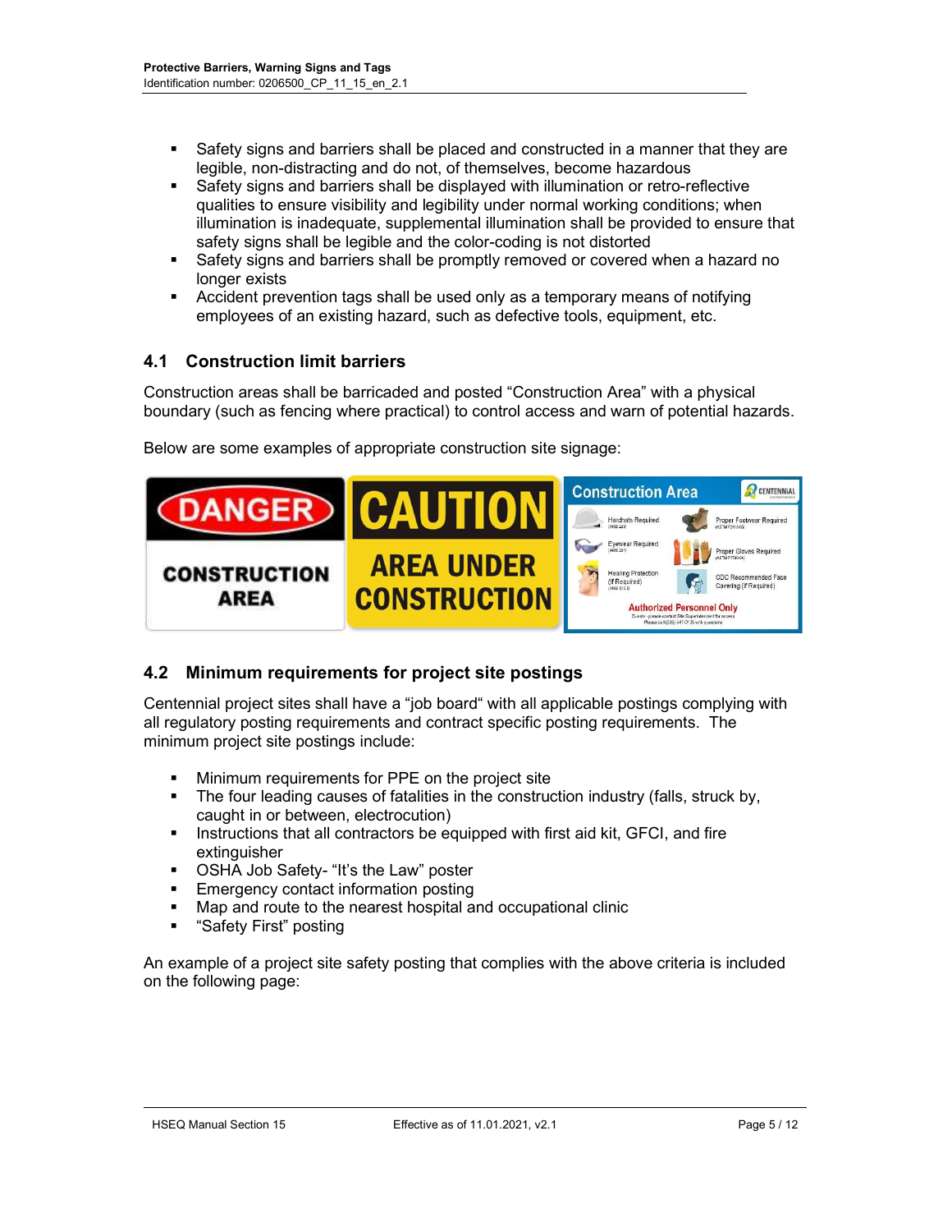- Safety signs and barriers shall be placed and constructed in a manner that they are legible, non-distracting and do not, of themselves, become hazardous
- Safety signs and barriers shall be displayed with illumination or retro-reflective qualities to ensure visibility and legibility under normal working conditions; when illumination is inadequate, supplemental illumination shall be provided to ensure that safety signs shall be legible and the color-coding is not distorted
- Safety signs and barriers shall be promptly removed or covered when a hazard no longer exists
- Accident prevention tags shall be used only as a temporary means of notifying employees of an existing hazard, such as defective tools, equipment, etc.

## 4.1 Construction limit barriers

Construction areas shall be barricaded and posted “Construction Area” with a physical boundary (such as fencing where practical) to control access and warn of potential hazards.

Below are some examples of appropriate construction site signage:

## 4.2 Minimum requirements for project site postings

Centennial project sites shall have a “job board“ with all applicable postings complying with all regulatory posting requirements and contract specific posting requirements. The minimum project site postings include:

- Minimum requirements for PPE on the project site
- The four leading causes of fatalities in the construction industry (falls, struck by, caught in or between, electrocution)
- Instructions that all contractors be equipped with first aid kit, GFCI, and fire extinguisher
- OSHA Job Safety- “It’s the Law” poster
- Emergency contact information posting
- Map and route to the nearest hospital and occupational clinic
- “Safety First” posting

An example of a project site safety posting that complies with the above criteria is included on the following page: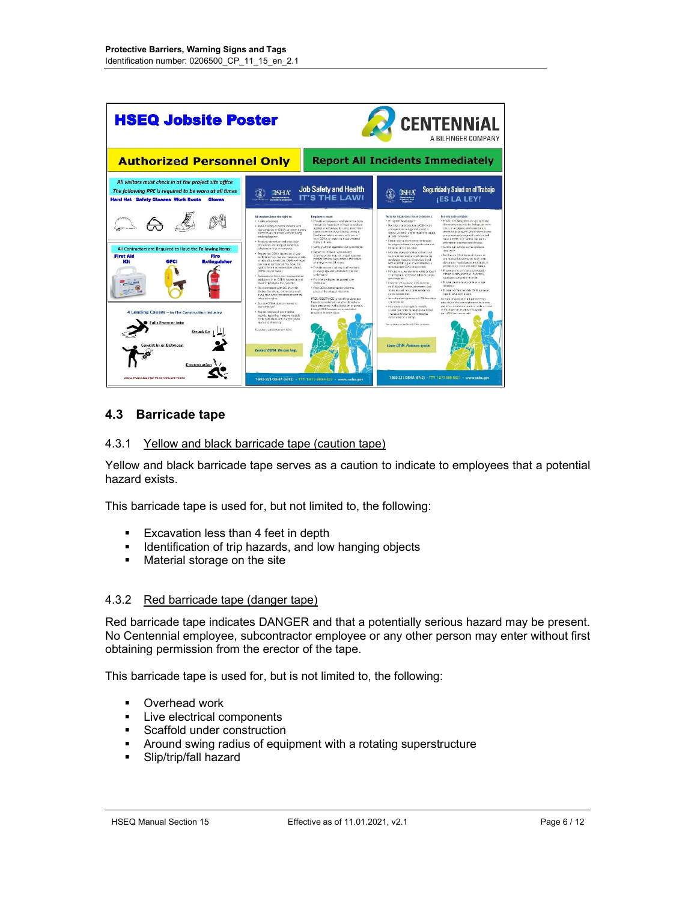## 4.3 Barricade tape

### 4.3.1 Yellow and black barricade tape (caution tape)

Yellow and black barricade tape serves as a caution to indicate to employees that a potential hazard exists.

This barricade tape is used for, but not limited to, the following:

- Excavation less than 4 feet in depth
- Identification of trip hazards, and low hanging objects
- Material storage on the site

### 4.3.2 Red barricade tape (danger tape)

Red barricade tape indicates DANGER and that a potentially serious hazard may be present. No Centennial employee, subcontractor employee or any other person may enter without first obtaining permission from the erector of the tape.

This barricade tape is used for, but is not limited to, the following:

- Overhead work
- Live electrical components
- Scaffold under construction
- Around swing radius of equipment with a rotating superstructure
- Slip/trip/fall hazard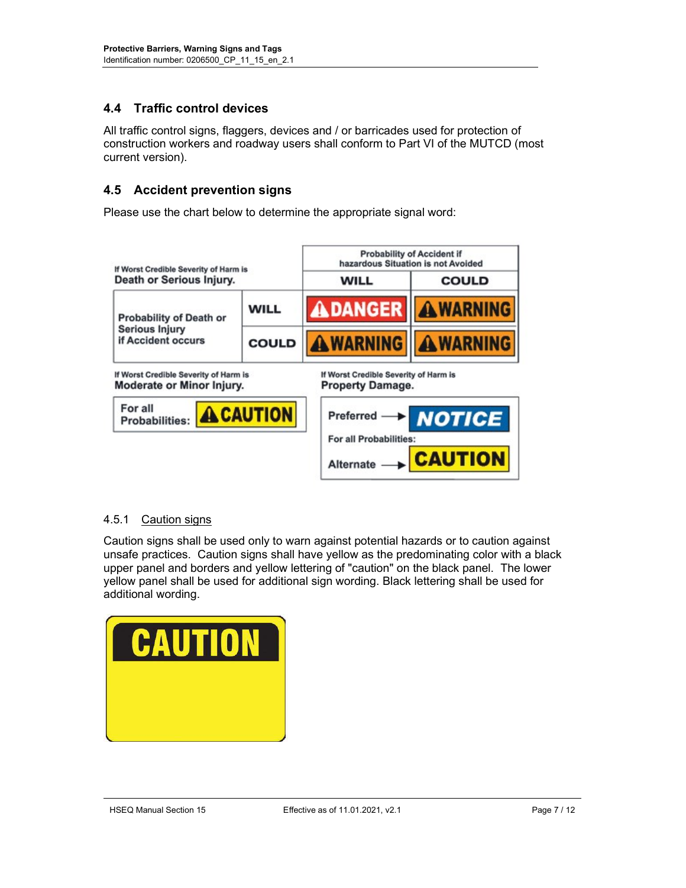## 4.4 Traffic control devices

All traffic control signs, flaggers, devices and / or barricades used for protection of construction workers and roadway users shall conform to Part VI of the MUTCD (most current version).

## 4.5 Accident prevention signs

Please use the chart below to determine the appropriate signal word:

| If Worst Credible Severity of Harm is **Death or Serious Injury.** | | Probability of Accident if hazardous Situation is not Avoided: WILL | Probability of Accident if hazardous Situation is not Avoided: COULD |
| --- | --- | --- | --- |
| Probability of Death or Serious Injury if Accident occurs | WILL | DANGER | WARNING |
| | COULD | WARNING | WARNING |

| If Worst Credible Severity of Harm is **Moderate or Minor Injury.** | |
| --- | --- |
| For all Probabilities: | CAUTION |

| If Worst Credible Severity of Harm is **Property Damage.** For all Probabilities: | |
| --- | --- |
| Preferred → | NOTICE |
| Alternate → | CAUTION |

### 4.5.1 Caution signs

Caution signs shall be used only to warn against potential hazards or to caution against unsafe practices. Caution signs shall have yellow as the predominating color with a black upper panel and borders and yellow lettering of "caution" on the black panel. The lower yellow panel shall be used for additional sign wording. Black lettering shall be used for additional wording.

CAUTION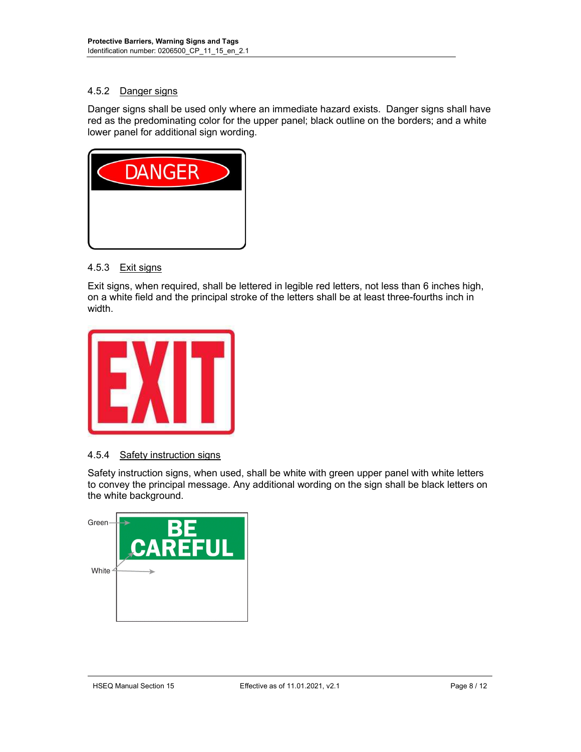### 4.5.2 Danger signs

Danger signs shall be used only where an immediate hazard exists. Danger signs shall have red as the predominating color for the upper panel; black outline on the borders; and a white lower panel for additional sign wording.

### 4.5.3 Exit signs

Exit signs, when required, shall be lettered in legible red letters, not less than 6 inches high, on a white field and the principal stroke of the letters shall be at least three-fourths inch in width.

### 4.5.4 Safety instruction signs

Safety instruction signs, when used, shall be white with green upper panel with white letters to convey the principal message. Any additional wording on the sign shall be black letters on the white background.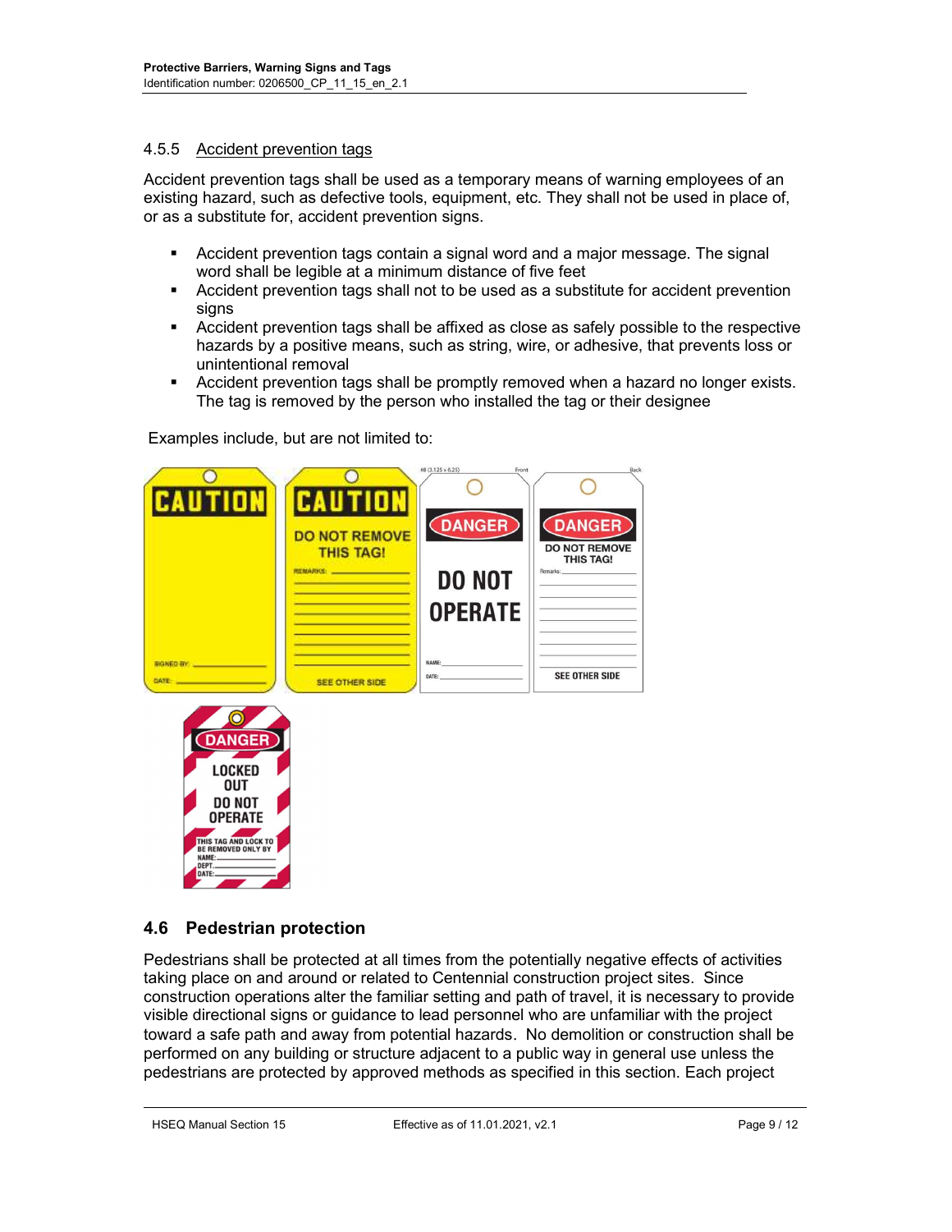### 4.5.5 Accident prevention tags

Accident prevention tags shall be used as a temporary means of warning employees of an existing hazard, such as defective tools, equipment, etc. They shall not be used in place of, or as a substitute for, accident prevention signs.

- Accident prevention tags contain a signal word and a major message. The signal word shall be legible at a minimum distance of five feet
- Accident prevention tags shall not to be used as a substitute for accident prevention signs
- Accident prevention tags shall be affixed as close as safely possible to the respective hazards by a positive means, such as string, wire, or adhesive, that prevents loss or unintentional removal
- Accident prevention tags shall be promptly removed when a hazard no longer exists. The tag is removed by the person who installed the tag or their designee

Examples include, but are not limited to:

## 4.6 Pedestrian protection

Pedestrians shall be protected at all times from the potentially negative effects of activities taking place on and around or related to Centennial construction project sites. Since construction operations alter the familiar setting and path of travel, it is necessary to provide visible directional signs or guidance to lead personnel who are unfamiliar with the project toward a safe path and away from potential hazards. No demolition or construction shall be performed on any building or structure adjacent to a public way in general use unless the pedestrians are protected by approved methods as specified in this section. Each project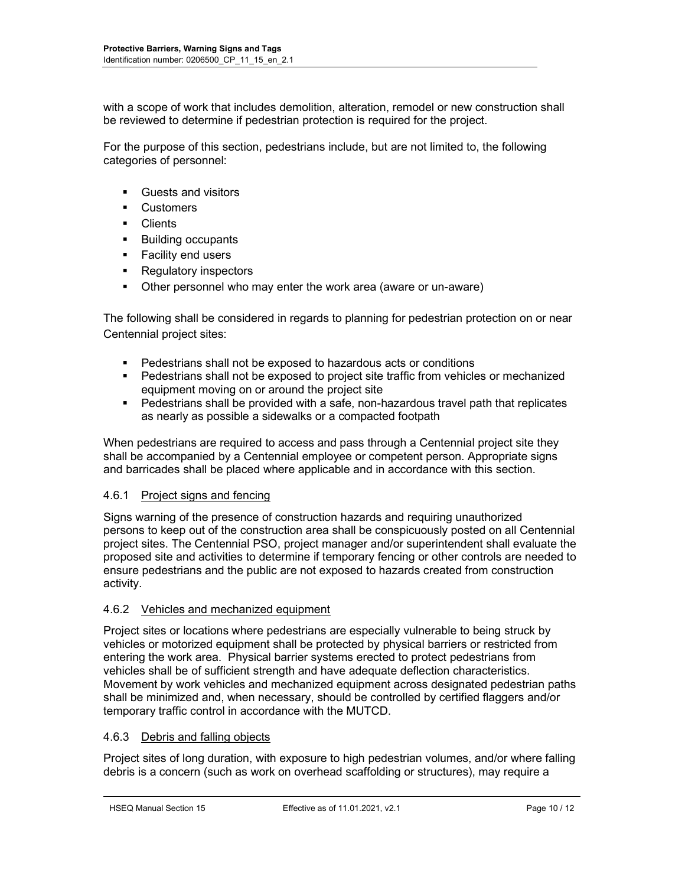with a scope of work that includes demolition, alteration, remodel or new construction shall be reviewed to determine if pedestrian protection is required for the project.

For the purpose of this section, pedestrians include, but are not limited to, the following categories of personnel:

- Guests and visitors
- Customers
- Clients
- Building occupants
- Facility end users
- Regulatory inspectors
- Other personnel who may enter the work area (aware or un-aware)

The following shall be considered in regards to planning for pedestrian protection on or near Centennial project sites:

- Pedestrians shall not be exposed to hazardous acts or conditions
- Pedestrians shall not be exposed to project site traffic from vehicles or mechanized equipment moving on or around the project site
- Pedestrians shall be provided with a safe, non-hazardous travel path that replicates as nearly as possible a sidewalks or a compacted footpath

When pedestrians are required to access and pass through a Centennial project site they shall be accompanied by a Centennial employee or competent person. Appropriate signs and barricades shall be placed where applicable and in accordance with this section.

#### 4.6.1 Project signs and fencing

Signs warning of the presence of construction hazards and requiring unauthorized persons to keep out of the construction area shall be conspicuously posted on all Centennial project sites. The Centennial PSO, project manager and/or superintendent shall evaluate the proposed site and activities to determine if temporary fencing or other controls are needed to ensure pedestrians and the public are not exposed to hazards created from construction activity.

#### 4.6.2 Vehicles and mechanized equipment

Project sites or locations where pedestrians are especially vulnerable to being struck by vehicles or motorized equipment shall be protected by physical barriers or restricted from entering the work area. Physical barrier systems erected to protect pedestrians from vehicles shall be of sufficient strength and have adequate deflection characteristics. Movement by work vehicles and mechanized equipment across designated pedestrian paths shall be minimized and, when necessary, should be controlled by certified flaggers and/or temporary traffic control in accordance with the MUTCD.

#### 4.6.3 Debris and falling objects

Project sites of long duration, with exposure to high pedestrian volumes, and/or where falling debris is a concern (such as work on overhead scaffolding or structures), may require a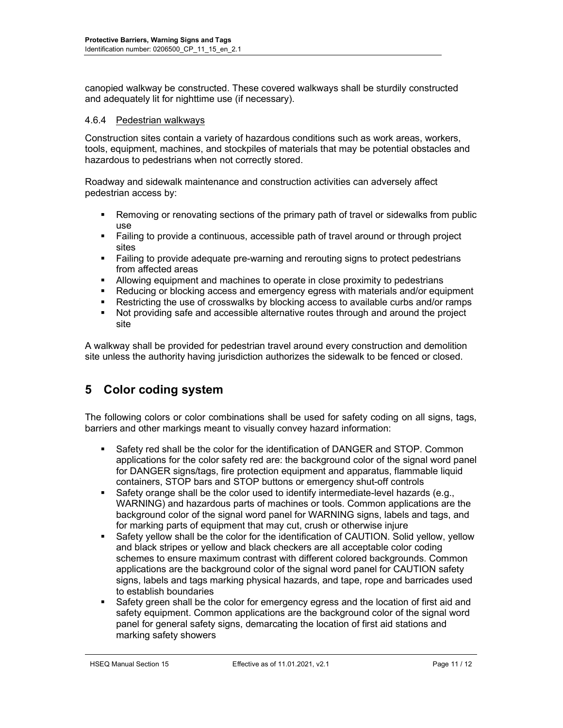canopied walkway be constructed. These covered walkways shall be sturdily constructed and adequately lit for nighttime use (if necessary).

### 4.6.4 Pedestrian walkways

Construction sites contain a variety of hazardous conditions such as work areas, workers, tools, equipment, machines, and stockpiles of materials that may be potential obstacles and hazardous to pedestrians when not correctly stored.

Roadway and sidewalk maintenance and construction activities can adversely affect pedestrian access by:

- Removing or renovating sections of the primary path of travel or sidewalks from public use
- Failing to provide a continuous, accessible path of travel around or through project sites
- Failing to provide adequate pre-warning and rerouting signs to protect pedestrians from affected areas
- Allowing equipment and machines to operate in close proximity to pedestrians
- Reducing or blocking access and emergency egress with materials and/or equipment
- Restricting the use of crosswalks by blocking access to available curbs and/or ramps
- Not providing safe and accessible alternative routes through and around the project site

A walkway shall be provided for pedestrian travel around every construction and demolition site unless the authority having jurisdiction authorizes the sidewalk to be fenced or closed.

# 5 Color coding system

The following colors or color combinations shall be used for safety coding on all signs, tags, barriers and other markings meant to visually convey hazard information:

- Safety red shall be the color for the identification of DANGER and STOP. Common applications for the color safety red are: the background color of the signal word panel for DANGER signs/tags, fire protection equipment and apparatus, flammable liquid containers, STOP bars and STOP buttons or emergency shut-off controls
- Safety orange shall be the color used to identify intermediate-level hazards (e.g., WARNING) and hazardous parts of machines or tools. Common applications are the background color of the signal word panel for WARNING signs, labels and tags, and for marking parts of equipment that may cut, crush or otherwise injure
- Safety yellow shall be the color for the identification of CAUTION. Solid yellow, yellow and black stripes or yellow and black checkers are all acceptable color coding schemes to ensure maximum contrast with different colored backgrounds. Common applications are the background color of the signal word panel for CAUTION safety signs, labels and tags marking physical hazards, and tape, rope and barricades used to establish boundaries
- Safety green shall be the color for emergency egress and the location of first aid and safety equipment. Common applications are the background color of the signal word panel for general safety signs, demarcating the location of first aid stations and marking safety showers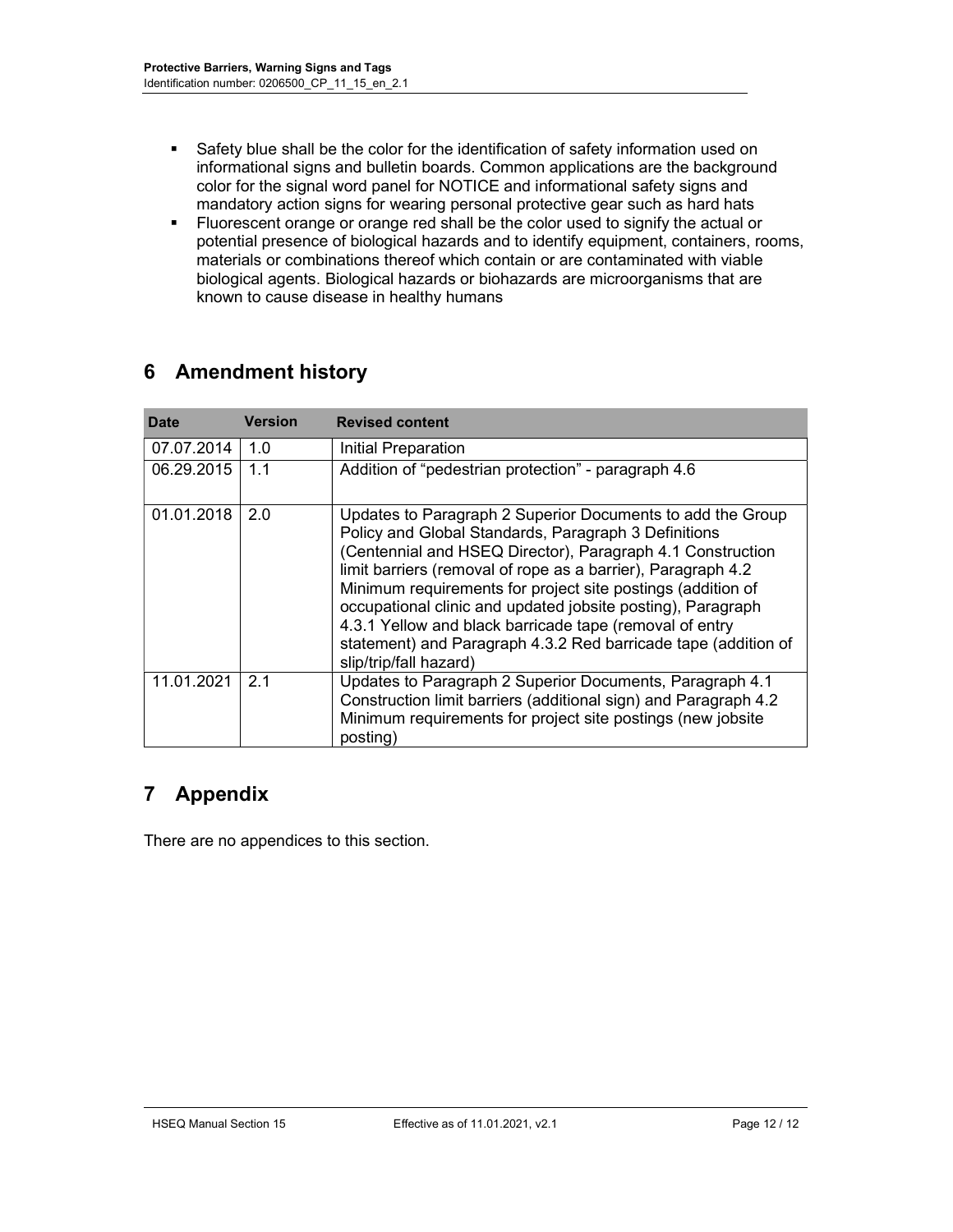- Safety blue shall be the color for the identification of safety information used on informational signs and bulletin boards. Common applications are the background color for the signal word panel for NOTICE and informational safety signs and mandatory action signs for wearing personal protective gear such as hard hats
- Fluorescent orange or orange red shall be the color used to signify the actual or potential presence of biological hazards and to identify equipment, containers, rooms, materials or combinations thereof which contain or are contaminated with viable biological agents. Biological hazards or biohazards are microorganisms that are known to cause disease in healthy humans

## 6 Amendment history

| Date | Version | Revised content |
|---|---|---|
| 07.07.2014 | 1.0 | Initial Preparation |
| 06.29.2015 | 1.1 | Addition of "pedestrian protection" - paragraph 4.6 |
| 01.01.2018 | 2.0 | Updates to Paragraph 2 Superior Documents to add the Group Policy and Global Standards, Paragraph 3 Definitions (Centennial and HSEQ Director), Paragraph 4.1 Construction limit barriers (removal of rope as a barrier), Paragraph 4.2 Minimum requirements for project site postings (addition of occupational clinic and updated jobsite posting), Paragraph 4.3.1 Yellow and black barricade tape (removal of entry statement) and Paragraph 4.3.2 Red barricade tape (addition of slip/trip/fall hazard) |
| 11.01.2021 | 2.1 | Updates to Paragraph 2 Superior Documents, Paragraph 4.1 Construction limit barriers (additional sign) and Paragraph 4.2 Minimum requirements for project site postings (new jobsite posting) |

## 7 Appendix

There are no appendices to this section.